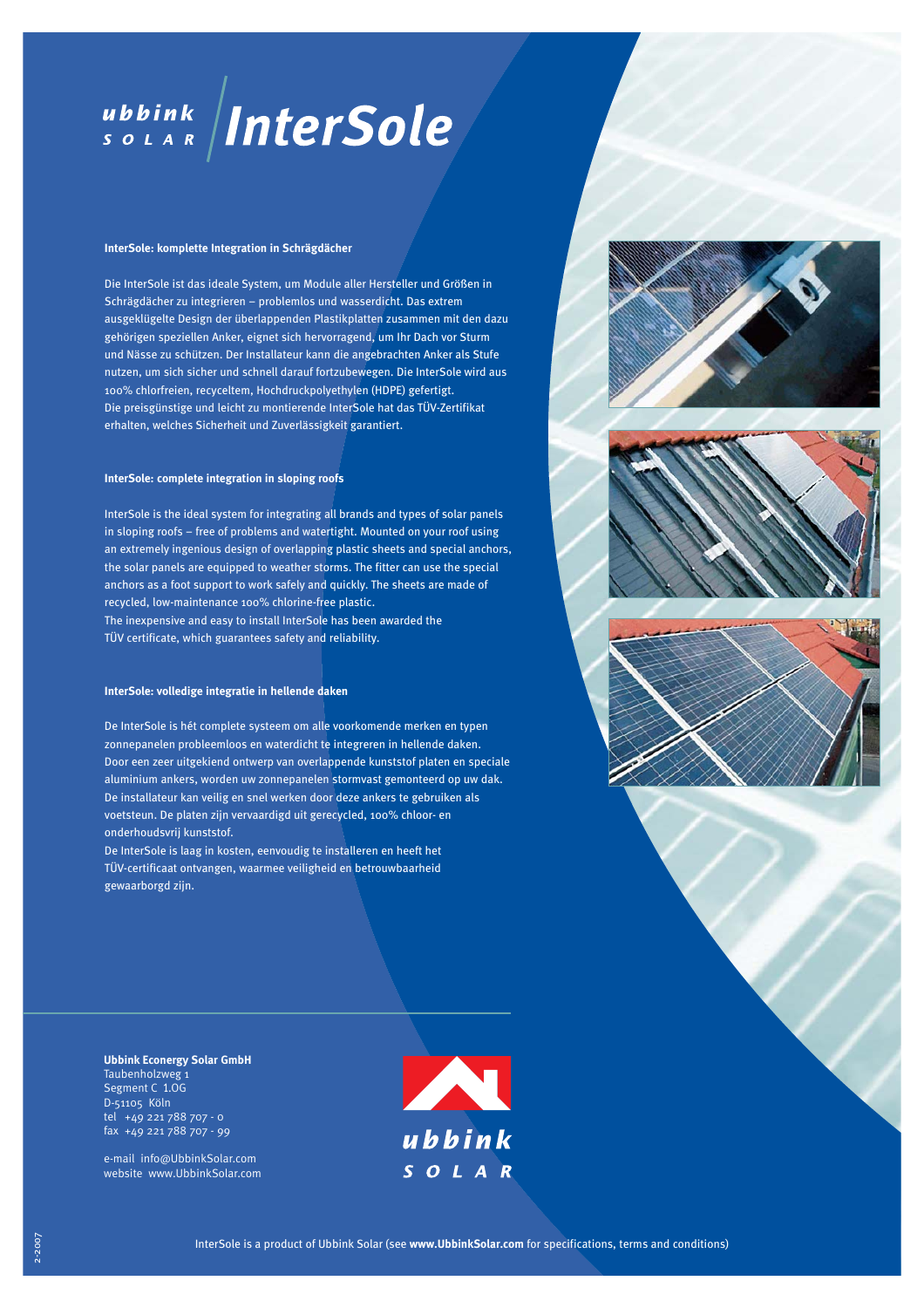# ubbink SOLAR InterSole

### InterSole: komplette Integration in Schrägdächer

Die InterSole ist das ideale System, um Module aller Hersteller und Größen in Schrägdächer zu integrieren – problemlos und wasserdicht. Das extrem ausgeklügelte Design der überlappenden Plastikplatten zusammen mit den dazu gehörigen speziellen Anker, eignet sich hervorragend, um Ihr Dach vor Sturm und Nässe zu schützen. Der Installateur kann die angebrachten Anker als Stufe nutzen, um sich sicher und schnell darauf fortzubewegen. Die InterSole wird aus 100% chlorfreien, recyceltem, Hochdruckpolyethylen (HDPE) gefertigt. Die preisgünstige und leicht zu montierende InterSole hat das TÜV-Zertifikat erhalten, welches Sicherheit und Zuverlässigkeit garantiert.

### InterSole: complete integration in sloping roofs

InterSole is the ideal system for integrating all brands and types of solar panels in sloping roofs – free of problems and watertight. Mounted on your roof using an extremely ingenious design of overlapping plastic sheets and special anchors, the solar panels are equipped to weather storms. The fitter can use the special anchors as a foot support to work safely and quickly. The sheets are made of recycled, low-maintenance 100% chlorine-free plastic.
The inexpensive and easy to install InterSole has been awarded the TÜV certificate, which guarantees safety and reliability.

### InterSole: volledige integratie in hellende daken

De InterSole is hét complete systeem om alle voorkomende merken en typen zonnepanelen probleemloos en waterdicht te integreren in hellende daken. Door een zeer uitgekiend ontwerp van overlappende kunststof platen en speciale aluminium ankers, worden uw zonnepanelen stormvast gemonteerd op uw dak. De installateur kan veilig en snel werken door deze ankers te gebruiken als voetsteun. De platen zijn vervaardigd uit gerecycled, 100% chloor- en onderhoudsvrij kunststof.
De InterSole is laag in kosten, eenvoudig te installeren en heeft het TÜV-certificaat ontvangen, waarmee veiligheid en betrouwbaarheid gewaarborgd zijn.

**Ubbink Econergy Solar GmbH**
Taubenholzweg 1
Segment C 1.OG
D-51105 Köln
tel +49 221 788 707 - 0
fax +49 221 788 707 - 99

e-mail info@UbbinkSolar.com
website www.UbbinkSolar.com

ubbink SOLAR

InterSole is a product of Ubbink Solar (see **www.UbbinkSolar.com** for specifications, terms and conditions)

2-2007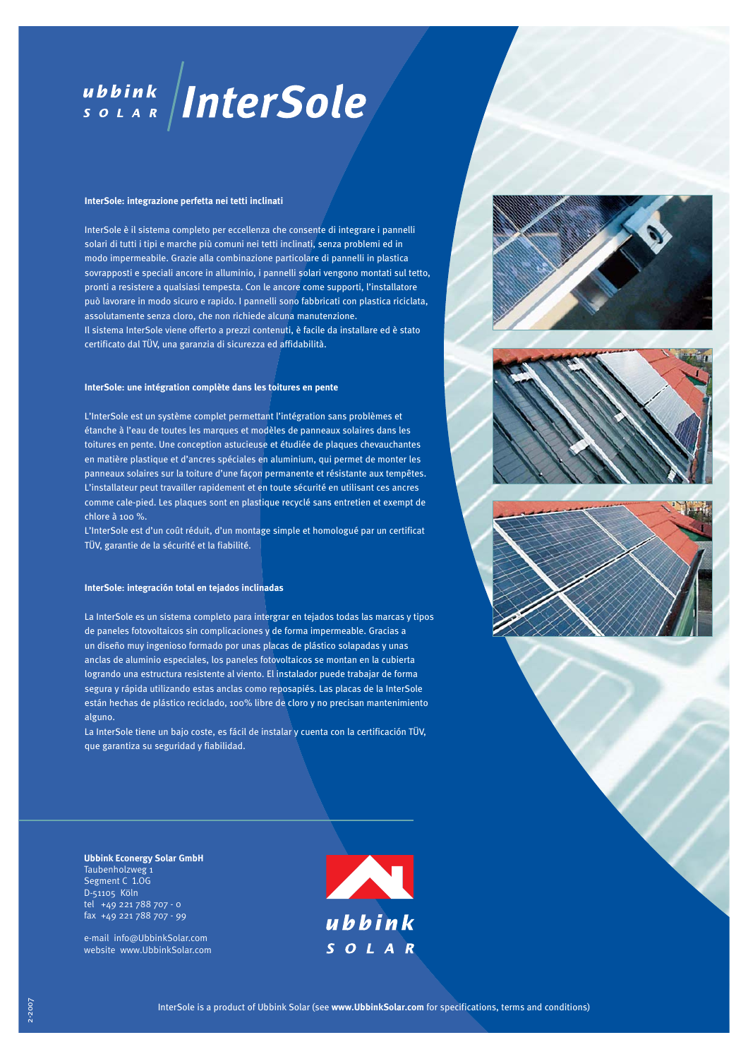# ubbink SOLAR InterSole

### InterSole: integrazione perfetta nei tetti inclinati

InterSole è il sistema completo per eccellenza che consente di integrare i pannelli solari di tutti i tipi e marche più comuni nei tetti inclinati, senza problemi ed in modo impermeabile. Grazie alla combinazione particolare di pannelli in plastica sovrapposti e speciali ancore in alluminio, i pannelli solari vengono montati sul tetto, pronti a resistere a qualsiasi tempesta. Con le ancore come supporti, l'installatore può lavorare in modo sicuro e rapido. I pannelli sono fabbricati con plastica riciclata, assolutamente senza cloro, che non richiede alcuna manutenzione.
Il sistema InterSole viene offerto a prezzi contenuti, è facile da installare ed è stato certificato dal TÜV, una garanzia di sicurezza ed affidabilità.

### InterSole: une intégration complète dans les toitures en pente

L'InterSole est un système complet permettant l'intégration sans problèmes et étanche à l'eau de toutes les marques et modèles de panneaux solaires dans les toitures en pente. Une conception astucieuse et étudiée de plaques chevauchantes en matière plastique et d'ancres spéciales en aluminium, qui permet de monter les panneaux solaires sur la toiture d'une façon permanente et résistante aux tempêtes. L'installateur peut travailler rapidement et en toute sécurité en utilisant ces ancres comme cale-pied. Les plaques sont en plastique recyclé sans entretien et exempt de chlore à 100 %.
L'InterSole est d'un coût réduit, d'un montage simple et homologué par un certificat TÜV, garantie de la sécurité et la fiabilité.

### InterSole: integración total en tejados inclinadas

La InterSole es un sistema completo para intergrar en tejados todas las marcas y tipos de paneles fotovoltaicos sin complicaciones y de forma impermeable. Gracias a un diseño muy ingenioso formado por unas placas de plástico solapadas y unas anclas de aluminio especiales, los paneles fotovoltaicos se montan en la cubierta logrando una estructura resistente al viento. El instalador puede trabajar de forma segura y rápida utilizando estas anclas como reposapiés. Las placas de la InterSole están hechas de plástico reciclado, 100% libre de cloro y no precisan mantenimiento alguno.
La InterSole tiene un bajo coste, es fácil de instalar y cuenta con la certificación TÜV, que garantiza su seguridad y fiabilidad.

**Ubbink Econergy Solar GmbH**
Taubenholzweg 1
Segment C 1.OG
D-51105 Köln
tel +49 221 788 707 - 0
fax +49 221 788 707 - 99

e-mail info@UbbinkSolar.com
website www.UbbinkSolar.com

ubbink SOLAR

InterSole is a product of Ubbink Solar (see **www.UbbinkSolar.com** for specifications, terms and conditions)

2-2007